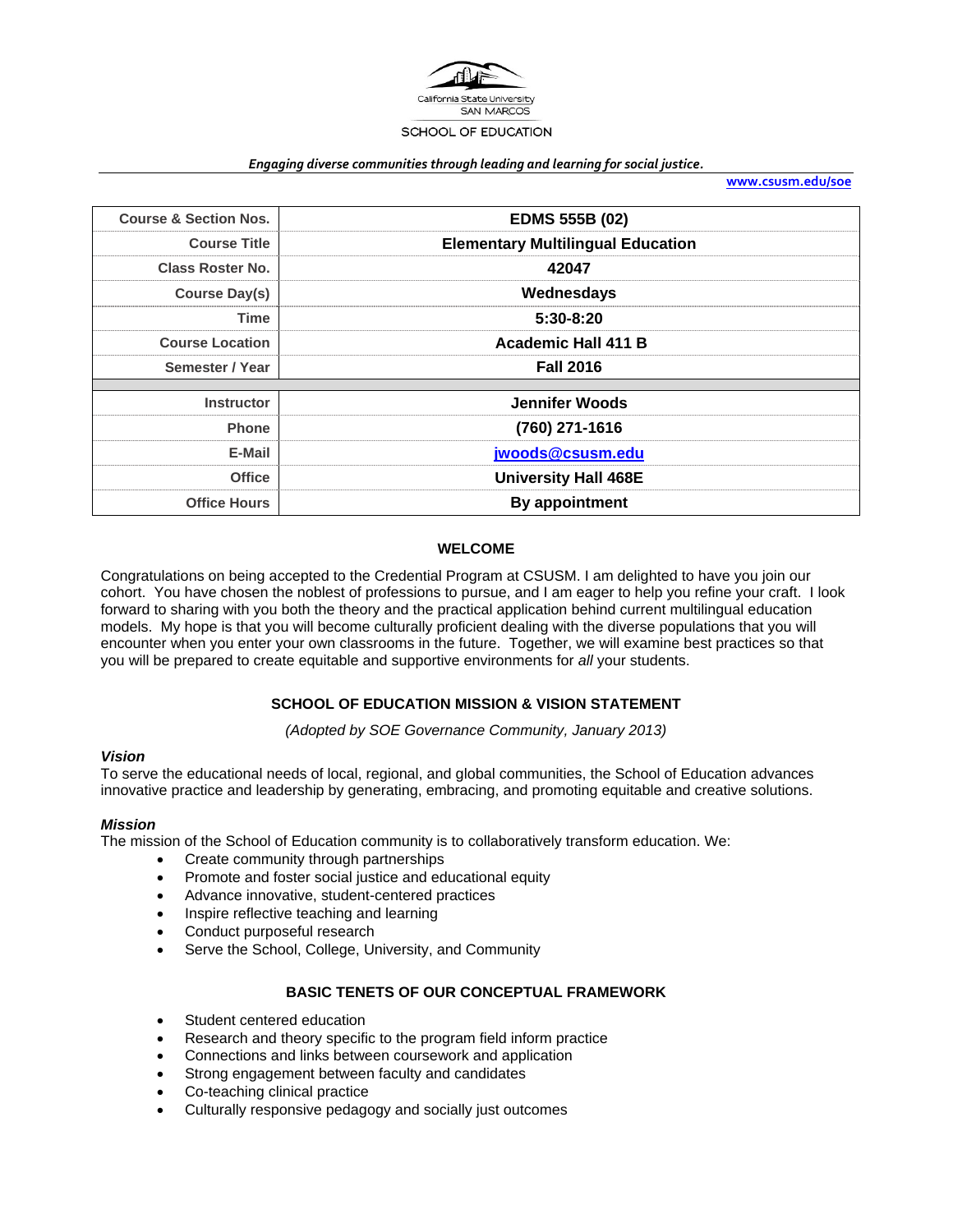California State University
SAN MARCOS

SCHOOL OF EDUCATION

*Engaging diverse communities through leading and learning for social justice.*

**www.csusm.edu/soe**

| | |
|---|---|
| **Course & Section Nos.** | **EDMS 555B (02)** |
| **Course Title** | **Elementary Multilingual Education** |
| **Class Roster No.** | **42047** |
| **Course Day(s)** | **Wednesdays** |
| **Time** | **5:30-8:20** |
| **Course Location** | **Academic Hall 411 B** |
| **Semester / Year** | **Fall 2016** |
| | |
| **Instructor** | **Jennifer Woods** |
| **Phone** | **(760) 271-1616** |
| **E-Mail** | **jwoods@csusm.edu** |
| **Office** | **University Hall 468E** |
| **Office Hours** | **By appointment** |

## WELCOME

Congratulations on being accepted to the Credential Program at CSUSM. I am delighted to have you join our cohort. You have chosen the noblest of professions to pursue, and I am eager to help you refine your craft. I look forward to sharing with you both the theory and the practical application behind current multilingual education models. My hope is that you will become culturally proficient dealing with the diverse populations that you will encounter when you enter your own classrooms in the future. Together, we will examine best practices so that you will be prepared to create equitable and supportive environments for *all* your students.

## SCHOOL OF EDUCATION MISSION & VISION STATEMENT

*(Adopted by SOE Governance Community, January 2013)*

### *Vision*

To serve the educational needs of local, regional, and global communities, the School of Education advances innovative practice and leadership by generating, embracing, and promoting equitable and creative solutions.

### *Mission*

The mission of the School of Education community is to collaboratively transform education. We:

- Create community through partnerships
- Promote and foster social justice and educational equity
- Advance innovative, student-centered practices
- Inspire reflective teaching and learning
- Conduct purposeful research
- Serve the School, College, University, and Community

## BASIC TENETS OF OUR CONCEPTUAL FRAMEWORK

- Student centered education
- Research and theory specific to the program field inform practice
- Connections and links between coursework and application
- Strong engagement between faculty and candidates
- Co-teaching clinical practice
- Culturally responsive pedagogy and socially just outcomes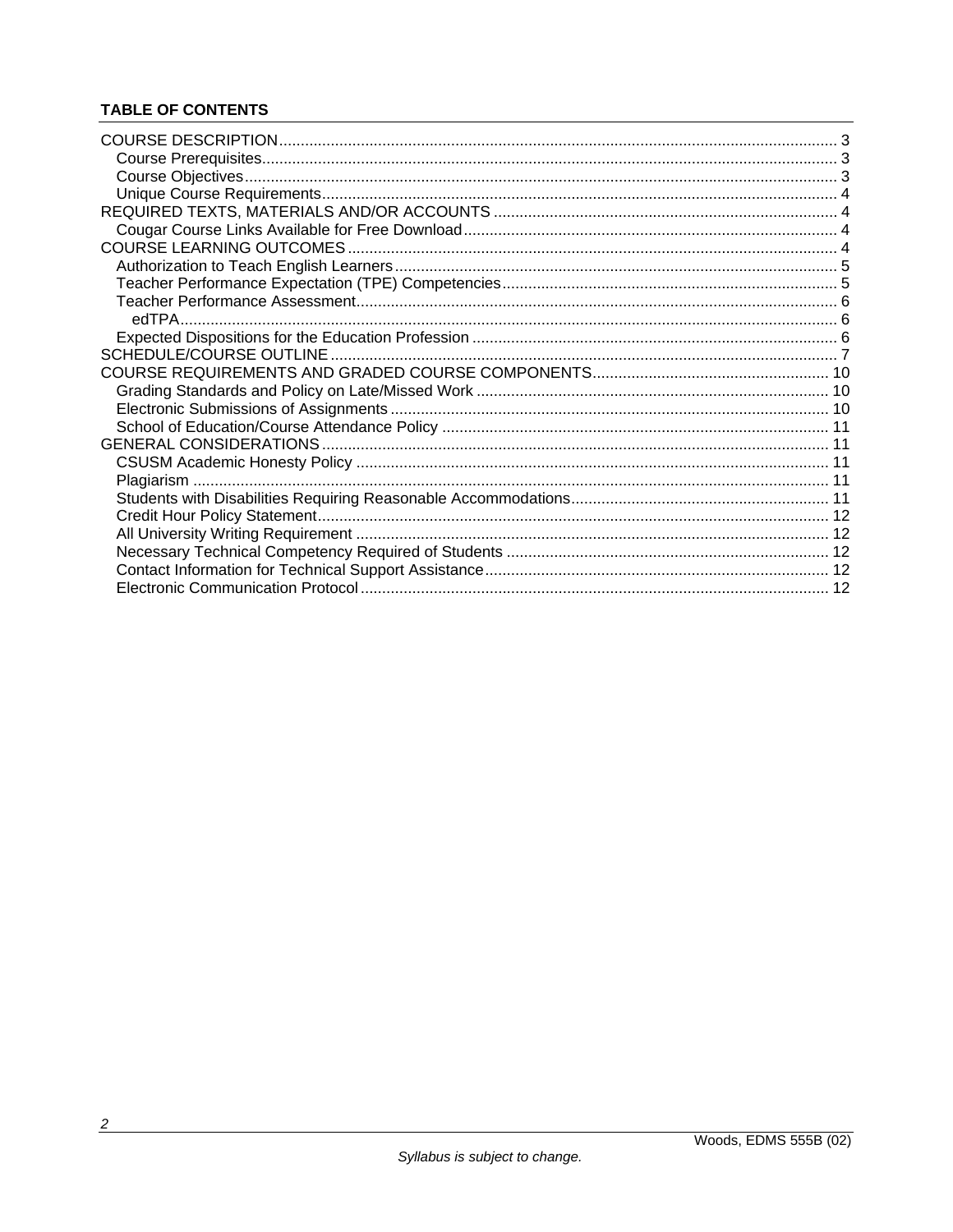**TABLE OF CONTENTS**

- COURSE DESCRIPTION ... 3
  - Course Prerequisites ... 3
  - Course Objectives ... 3
  - Unique Course Requirements ... 4
- REQUIRED TEXTS, MATERIALS AND/OR ACCOUNTS ... 4
  - Cougar Course Links Available for Free Download ... 4
- COURSE LEARNING OUTCOMES ... 4
  - Authorization to Teach English Learners ... 5
  - Teacher Performance Expectation (TPE) Competencies ... 5
  - Teacher Performance Assessment ... 6
    - edTPA ... 6
  - Expected Dispositions for the Education Profession ... 6
- SCHEDULE/COURSE OUTLINE ... 7
- COURSE REQUIREMENTS AND GRADED COURSE COMPONENTS ... 10
  - Grading Standards and Policy on Late/Missed Work ... 10
  - Electronic Submissions of Assignments ... 10
  - School of Education/Course Attendance Policy ... 11
- GENERAL CONSIDERATIONS ... 11
  - CSUSM Academic Honesty Policy ... 11
  - Plagiarism ... 11
  - Students with Disabilities Requiring Reasonable Accommodations ... 11
  - Credit Hour Policy Statement ... 12
  - All University Writing Requirement ... 12
  - Necessary Technical Competency Required of Students ... 12
  - Contact Information for Technical Support Assistance ... 12
  - Electronic Communication Protocol ... 12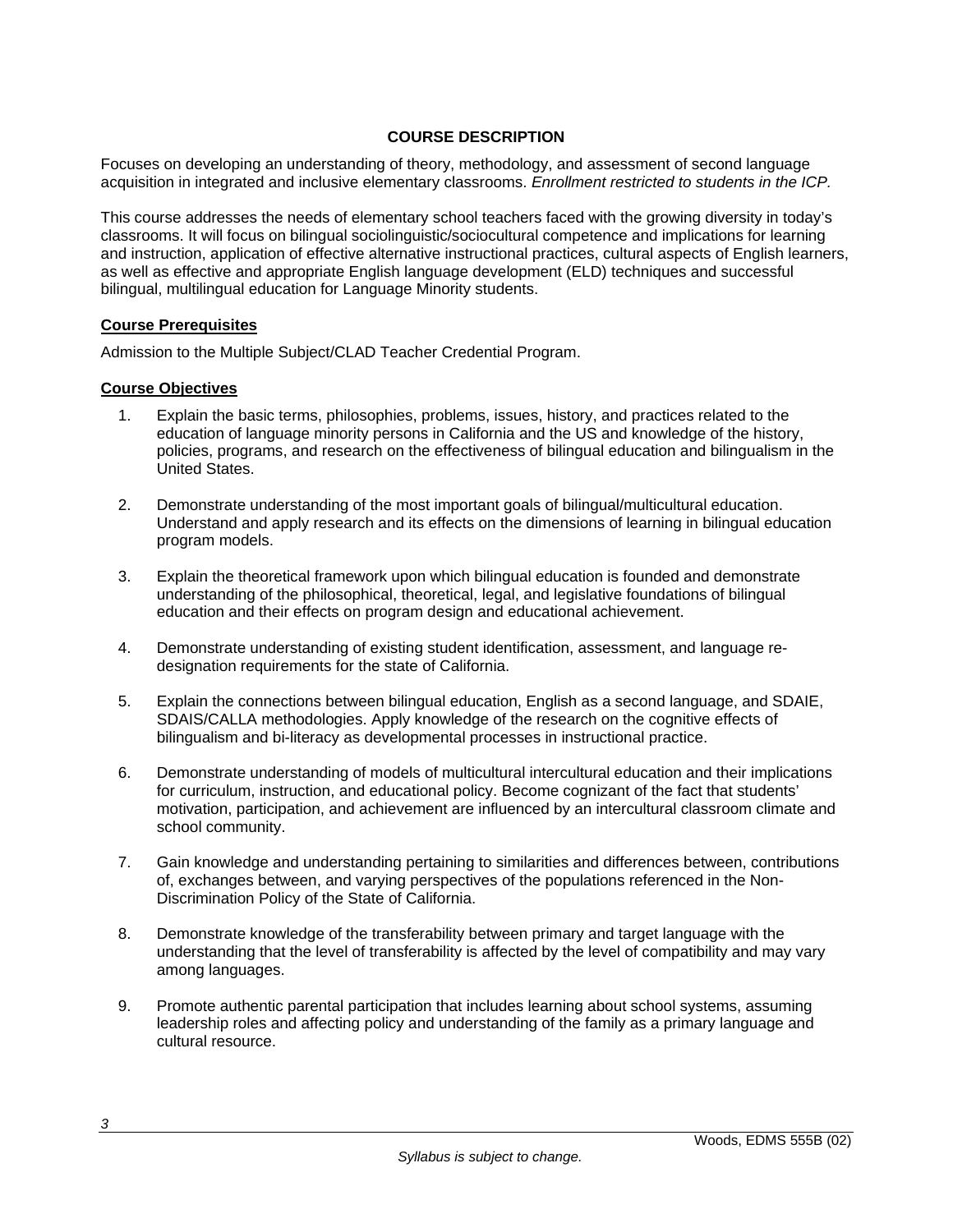## COURSE DESCRIPTION

Focuses on developing an understanding of theory, methodology, and assessment of second language acquisition in integrated and inclusive elementary classrooms. *Enrollment restricted to students in the ICP.*

This course addresses the needs of elementary school teachers faced with the growing diversity in today's classrooms. It will focus on bilingual sociolinguistic/sociocultural competence and implications for learning and instruction, application of effective alternative instructional practices, cultural aspects of English learners, as well as effective and appropriate English language development (ELD) techniques and successful bilingual, multilingual education for Language Minority students.

### Course Prerequisites

Admission to the Multiple Subject/CLAD Teacher Credential Program.

### Course Objectives

1. Explain the basic terms, philosophies, problems, issues, history, and practices related to the education of language minority persons in California and the US and knowledge of the history, policies, programs, and research on the effectiveness of bilingual education and bilingualism in the United States.

2. Demonstrate understanding of the most important goals of bilingual/multicultural education. Understand and apply research and its effects on the dimensions of learning in bilingual education program models.

3. Explain the theoretical framework upon which bilingual education is founded and demonstrate understanding of the philosophical, theoretical, legal, and legislative foundations of bilingual education and their effects on program design and educational achievement.

4. Demonstrate understanding of existing student identification, assessment, and language re-designation requirements for the state of California.

5. Explain the connections between bilingual education, English as a second language, and SDAIE, SDAIS/CALLA methodologies. Apply knowledge of the research on the cognitive effects of bilingualism and bi-literacy as developmental processes in instructional practice.

6. Demonstrate understanding of models of multicultural intercultural education and their implications for curriculum, instruction, and educational policy. Become cognizant of the fact that students' motivation, participation, and achievement are influenced by an intercultural classroom climate and school community.

7. Gain knowledge and understanding pertaining to similarities and differences between, contributions of, exchanges between, and varying perspectives of the populations referenced in the Non-Discrimination Policy of the State of California.

8. Demonstrate knowledge of the transferability between primary and target language with the understanding that the level of transferability is affected by the level of compatibility and may vary among languages.

9. Promote authentic parental participation that includes learning about school systems, assuming leadership roles and affecting policy and understanding of the family as a primary language and cultural resource.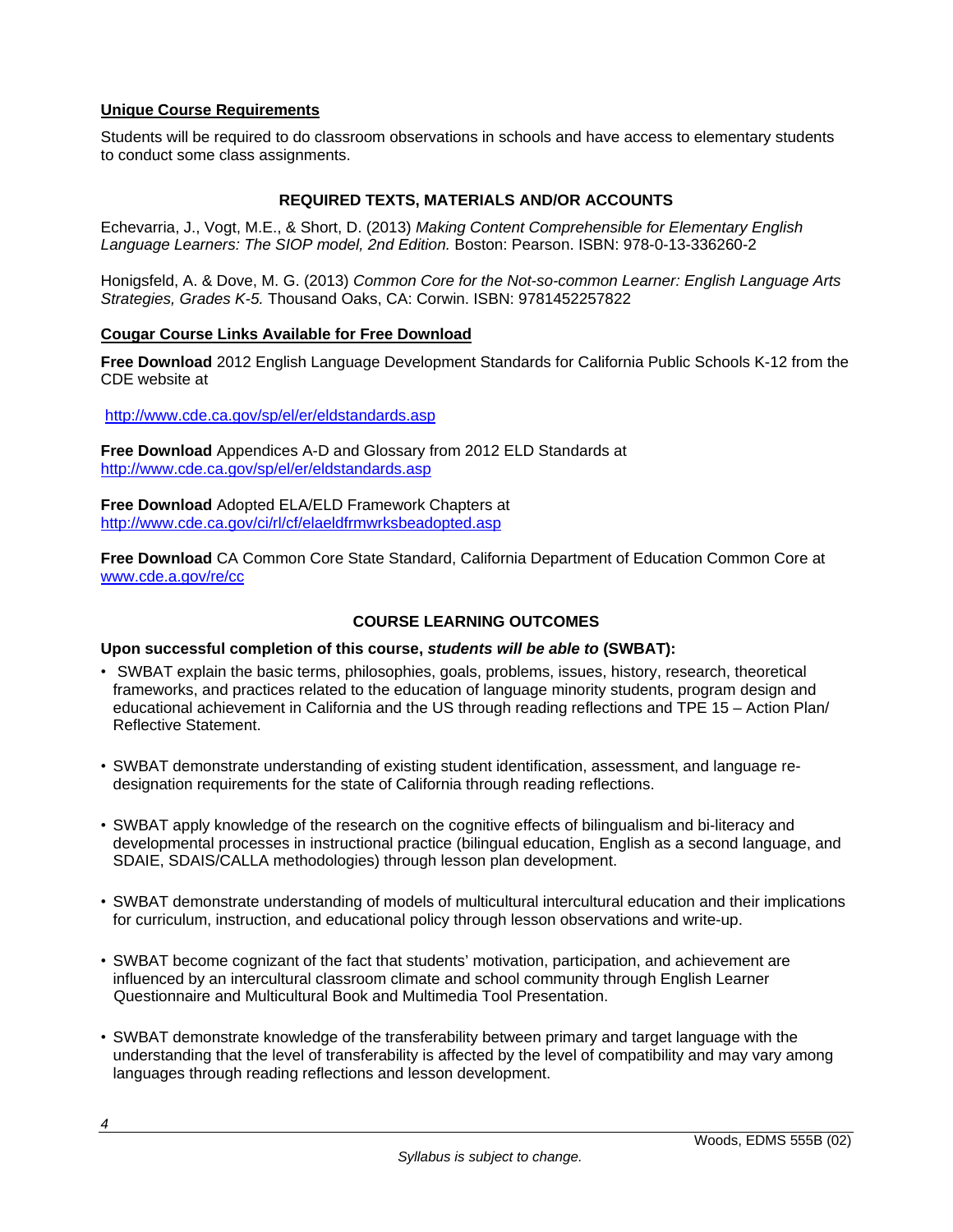**<u>Unique Course Requirements</u>**

Students will be required to do classroom observations in schools and have access to elementary students to conduct some class assignments.

## REQUIRED TEXTS, MATERIALS AND/OR ACCOUNTS

Echevarria, J., Vogt, M.E., & Short, D. (2013) *Making Content Comprehensible for Elementary English Language Learners: The SIOP model, 2nd Edition.* Boston: Pearson. ISBN: 978-0-13-336260-2

Honigsfeld, A. & Dove, M. G. (2013) *Common Core for the Not-so-common Learner: English Language Arts Strategies, Grades K-5.* Thousand Oaks, CA: Corwin. ISBN: 9781452257822

**<u>Cougar Course Links Available for Free Download</u>**

**Free Download** 2012 English Language Development Standards for California Public Schools K-12 from the CDE website at

http://www.cde.ca.gov/sp/el/er/eldstandards.asp

**Free Download** Appendices A-D and Glossary from 2012 ELD Standards at http://www.cde.ca.gov/sp/el/er/eldstandards.asp

**Free Download** Adopted ELA/ELD Framework Chapters at http://www.cde.ca.gov/ci/rl/cf/elaeldfrmwrksbeadopted.asp

**Free Download** CA Common Core State Standard, California Department of Education Common Core at www.cde.a.gov/re/cc

## COURSE LEARNING OUTCOMES

**Upon successful completion of this course, *students will be able to* (SWBAT):**

- SWBAT explain the basic terms, philosophies, goals, problems, issues, history, research, theoretical frameworks, and practices related to the education of language minority students, program design and educational achievement in California and the US through reading reflections and TPE 15 – Action Plan/ Reflective Statement.

- SWBAT demonstrate understanding of existing student identification, assessment, and language re-designation requirements for the state of California through reading reflections.

- SWBAT apply knowledge of the research on the cognitive effects of bilingualism and bi-literacy and developmental processes in instructional practice (bilingual education, English as a second language, and SDAIE, SDAIS/CALLA methodologies) through lesson plan development.

- SWBAT demonstrate understanding of models of multicultural intercultural education and their implications for curriculum, instruction, and educational policy through lesson observations and write-up.

- SWBAT become cognizant of the fact that students' motivation, participation, and achievement are influenced by an intercultural classroom climate and school community through English Learner Questionnaire and Multicultural Book and Multimedia Tool Presentation.

- SWBAT demonstrate knowledge of the transferability between primary and target language with the understanding that the level of transferability is affected by the level of compatibility and may vary among languages through reading reflections and lesson development.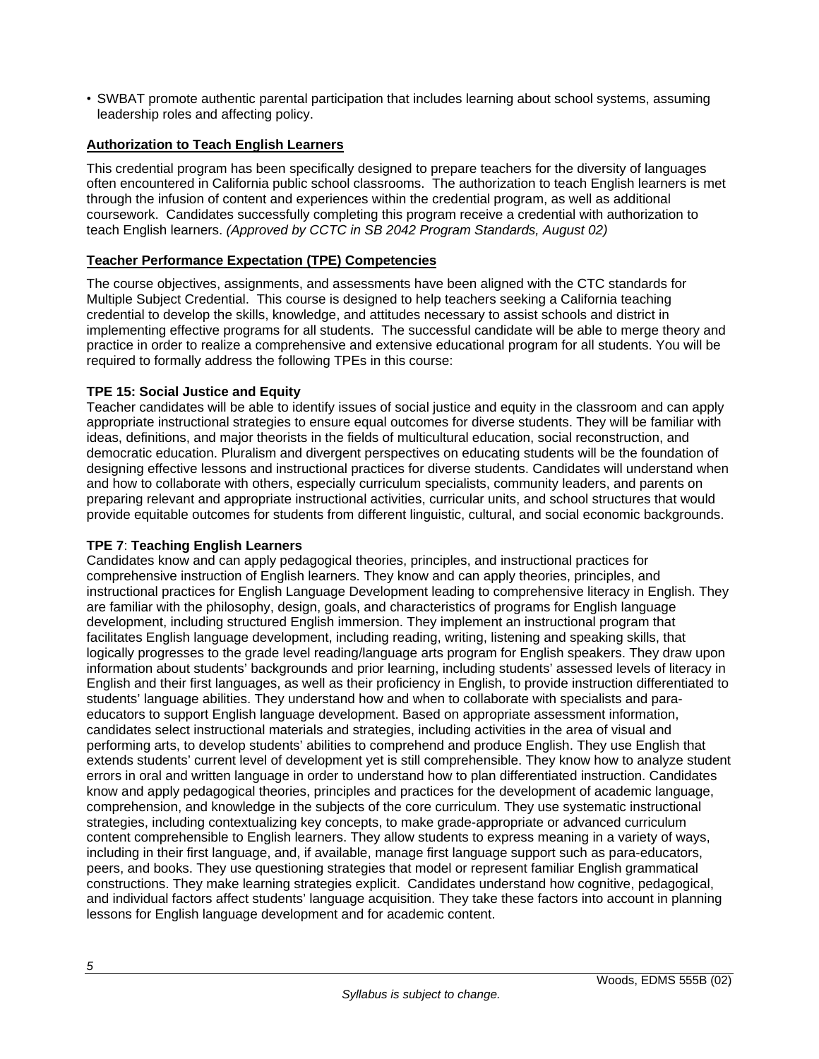- SWBAT promote authentic parental participation that includes learning about school systems, assuming leadership roles and affecting policy.

## Authorization to Teach English Learners

This credential program has been specifically designed to prepare teachers for the diversity of languages often encountered in California public school classrooms. The authorization to teach English learners is met through the infusion of content and experiences within the credential program, as well as additional coursework. Candidates successfully completing this program receive a credential with authorization to teach English learners. *(Approved by CCTC in SB 2042 Program Standards, August 02)*

## Teacher Performance Expectation (TPE) Competencies

The course objectives, assignments, and assessments have been aligned with the CTC standards for Multiple Subject Credential. This course is designed to help teachers seeking a California teaching credential to develop the skills, knowledge, and attitudes necessary to assist schools and district in implementing effective programs for all students. The successful candidate will be able to merge theory and practice in order to realize a comprehensive and extensive educational program for all students. You will be required to formally address the following TPEs in this course:

**TPE 15: Social Justice and Equity**

Teacher candidates will be able to identify issues of social justice and equity in the classroom and can apply appropriate instructional strategies to ensure equal outcomes for diverse students. They will be familiar with ideas, definitions, and major theorists in the fields of multicultural education, social reconstruction, and democratic education. Pluralism and divergent perspectives on educating students will be the foundation of designing effective lessons and instructional practices for diverse students. Candidates will understand when and how to collaborate with others, especially curriculum specialists, community leaders, and parents on preparing relevant and appropriate instructional activities, curricular units, and school structures that would provide equitable outcomes for students from different linguistic, cultural, and social economic backgrounds.

**TPE 7**: **Teaching English Learners**

Candidates know and can apply pedagogical theories, principles, and instructional practices for comprehensive instruction of English learners. They know and can apply theories, principles, and instructional practices for English Language Development leading to comprehensive literacy in English. They are familiar with the philosophy, design, goals, and characteristics of programs for English language development, including structured English immersion. They implement an instructional program that facilitates English language development, including reading, writing, listening and speaking skills, that logically progresses to the grade level reading/language arts program for English speakers. They draw upon information about students' backgrounds and prior learning, including students' assessed levels of literacy in English and their first languages, as well as their proficiency in English, to provide instruction differentiated to students' language abilities. They understand how and when to collaborate with specialists and para-educators to support English language development. Based on appropriate assessment information, candidates select instructional materials and strategies, including activities in the area of visual and performing arts, to develop students' abilities to comprehend and produce English. They use English that extends students' current level of development yet is still comprehensible. They know how to analyze student errors in oral and written language in order to understand how to plan differentiated instruction. Candidates know and apply pedagogical theories, principles and practices for the development of academic language, comprehension, and knowledge in the subjects of the core curriculum. They use systematic instructional strategies, including contextualizing key concepts, to make grade-appropriate or advanced curriculum content comprehensible to English learners. They allow students to express meaning in a variety of ways, including in their first language, and, if available, manage first language support such as para-educators, peers, and books. They use questioning strategies that model or represent familiar English grammatical constructions. They make learning strategies explicit. Candidates understand how cognitive, pedagogical, and individual factors affect students' language acquisition. They take these factors into account in planning lessons for English language development and for academic content.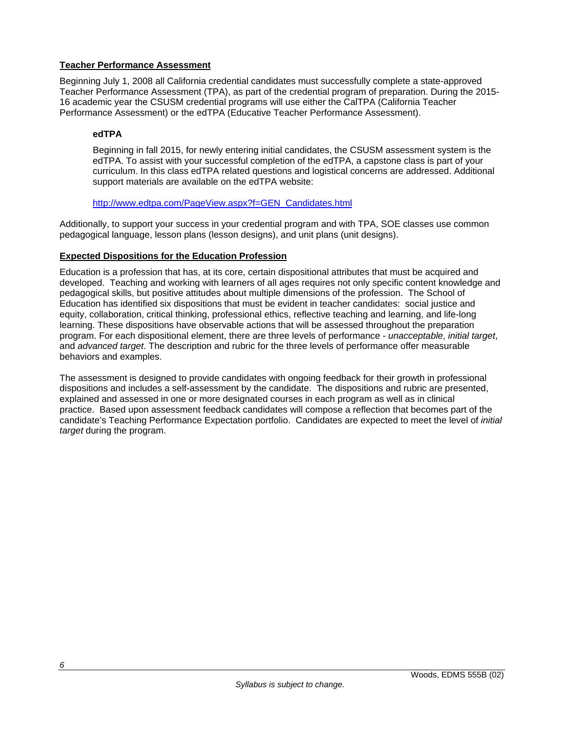## Teacher Performance Assessment

Beginning July 1, 2008 all California credential candidates must successfully complete a state-approved Teacher Performance Assessment (TPA), as part of the credential program of preparation. During the 2015-16 academic year the CSUSM credential programs will use either the CalTPA (California Teacher Performance Assessment) or the edTPA (Educative Teacher Performance Assessment).

### edTPA

Beginning in fall 2015, for newly entering initial candidates, the CSUSM assessment system is the edTPA. To assist with your successful completion of the edTPA, a capstone class is part of your curriculum. In this class edTPA related questions and logistical concerns are addressed. Additional support materials are available on the edTPA website:

http://www.edtpa.com/PageView.aspx?f=GEN_Candidates.html

Additionally, to support your success in your credential program and with TPA, SOE classes use common pedagogical language, lesson plans (lesson designs), and unit plans (unit designs).

## Expected Dispositions for the Education Profession

Education is a profession that has, at its core, certain dispositional attributes that must be acquired and developed. Teaching and working with learners of all ages requires not only specific content knowledge and pedagogical skills, but positive attitudes about multiple dimensions of the profession. The School of Education has identified six dispositions that must be evident in teacher candidates: social justice and equity, collaboration, critical thinking, professional ethics, reflective teaching and learning, and life-long learning. These dispositions have observable actions that will be assessed throughout the preparation program. For each dispositional element, there are three levels of performance - *unacceptable*, *initial target*, and *advanced target*. The description and rubric for the three levels of performance offer measurable behaviors and examples.

The assessment is designed to provide candidates with ongoing feedback for their growth in professional dispositions and includes a self-assessment by the candidate. The dispositions and rubric are presented, explained and assessed in one or more designated courses in each program as well as in clinical practice. Based upon assessment feedback candidates will compose a reflection that becomes part of the candidate's Teaching Performance Expectation portfolio. Candidates are expected to meet the level of *initial target* during the program.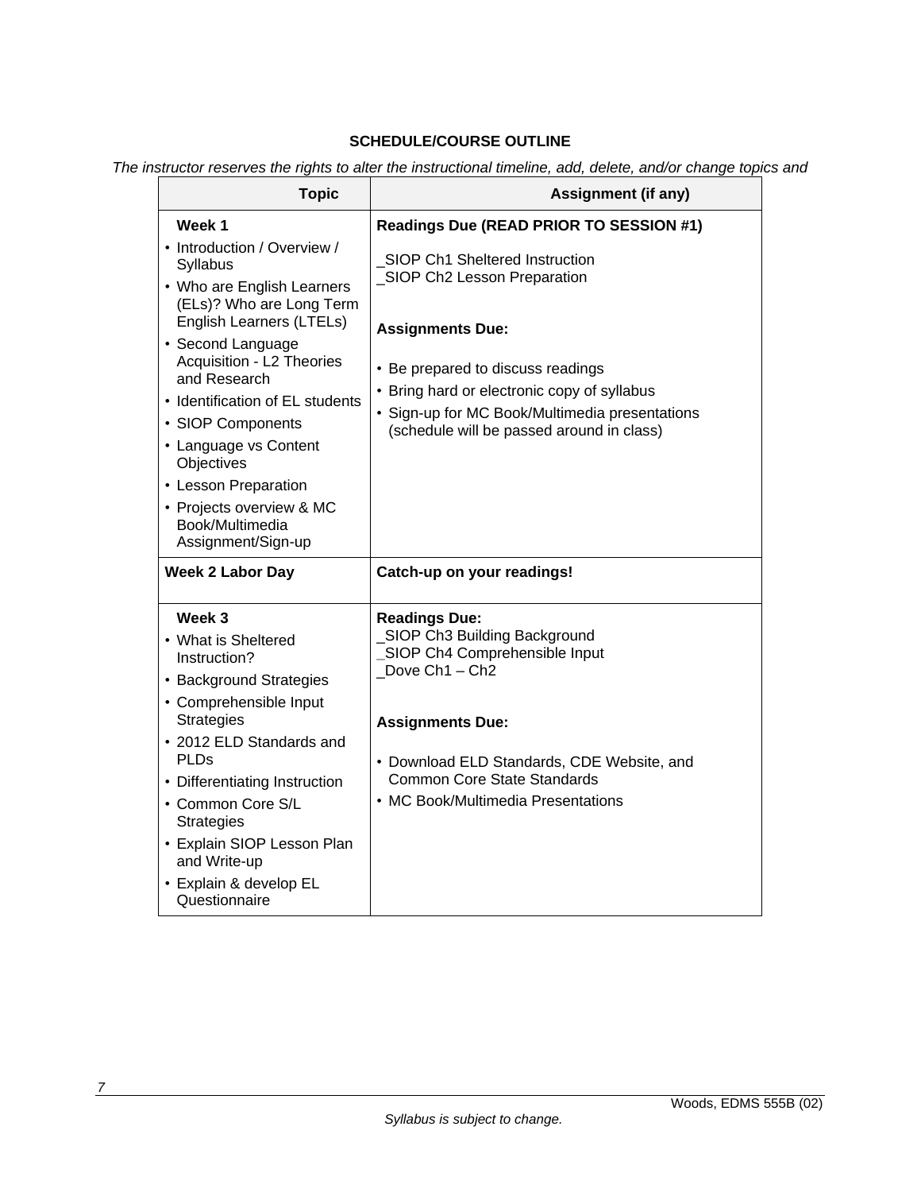**SCHEDULE/COURSE OUTLINE**

*The instructor reserves the rights to alter the instructional timeline, add, delete, and/or change topics and*

| Topic | Assignment (if any) |
|---|---|
| **Week 1**<br>• Introduction / Overview / Syllabus<br>• Who are English Learners (ELs)? Who are Long Term English Learners (LTELs)<br>• Second Language Acquisition - L2 Theories and Research<br>• Identification of EL students<br>• SIOP Components<br>• Language vs Content Objectives<br>• Lesson Preparation<br>• Projects overview & MC Book/Multimedia Assignment/Sign-up | **Readings Due (READ PRIOR TO SESSION #1)**<br>_SIOP Ch1 Sheltered Instruction<br>_SIOP Ch2 Lesson Preparation<br><br>**Assignments Due:**<br>• Be prepared to discuss readings<br>• Bring hard or electronic copy of syllabus<br>• Sign-up for MC Book/Multimedia presentations (schedule will be passed around in class) |
| **Week 2 Labor Day** | **Catch-up on your readings!** |
| **Week 3**<br>• What is Sheltered Instruction?<br>• Background Strategies<br>• Comprehensible Input Strategies<br>• 2012 ELD Standards and PLDs<br>• Differentiating Instruction<br>• Common Core S/L Strategies<br>• Explain SIOP Lesson Plan and Write-up<br>• Explain & develop EL Questionnaire | **Readings Due:**<br>_SIOP Ch3 Building Background<br>_SIOP Ch4 Comprehensible Input<br>_Dove Ch1 – Ch2<br><br>**Assignments Due:**<br>• Download ELD Standards, CDE Website, and Common Core State Standards<br>• MC Book/Multimedia Presentations |

*Syllabus is subject to change.*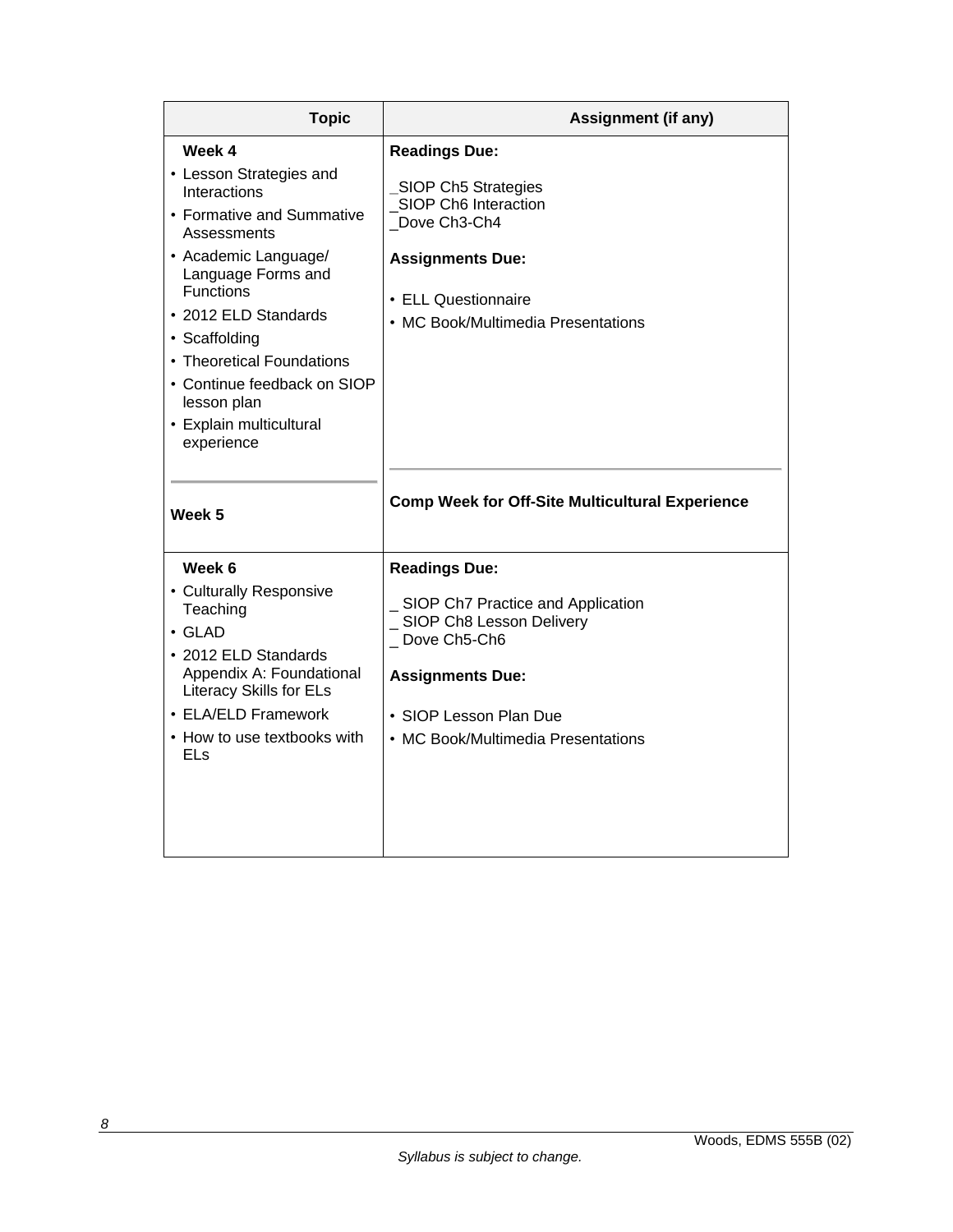| Topic | Assignment (if any) |
| --- | --- |
| **Week 4**<br>• Lesson Strategies and Interactions<br>• Formative and Summative Assessments<br>• Academic Language/ Language Forms and Functions<br>• 2012 ELD Standards<br>• Scaffolding<br>• Theoretical Foundations<br>• Continue feedback on SIOP lesson plan<br>• Explain multicultural experience | **Readings Due:**<br>_SIOP Ch5 Strategies<br>_SIOP Ch6 Interaction<br>_Dove Ch3-Ch4<br>**Assignments Due:**<br>• ELL Questionnaire<br>• MC Book/Multimedia Presentations |
| **Week 5** | **Comp Week for Off-Site Multicultural Experience** |
| **Week 6**<br>• Culturally Responsive Teaching<br>• GLAD<br>• 2012 ELD Standards Appendix A: Foundational Literacy Skills for ELs<br>• ELA/ELD Framework<br>• How to use textbooks with ELs | **Readings Due:**<br>_ SIOP Ch7 Practice and Application<br>_ SIOP Ch8 Lesson Delivery<br>_ Dove Ch5-Ch6<br>**Assignments Due:**<br>• SIOP Lesson Plan Due<br>• MC Book/Multimedia Presentations |

*Syllabus is subject to change.*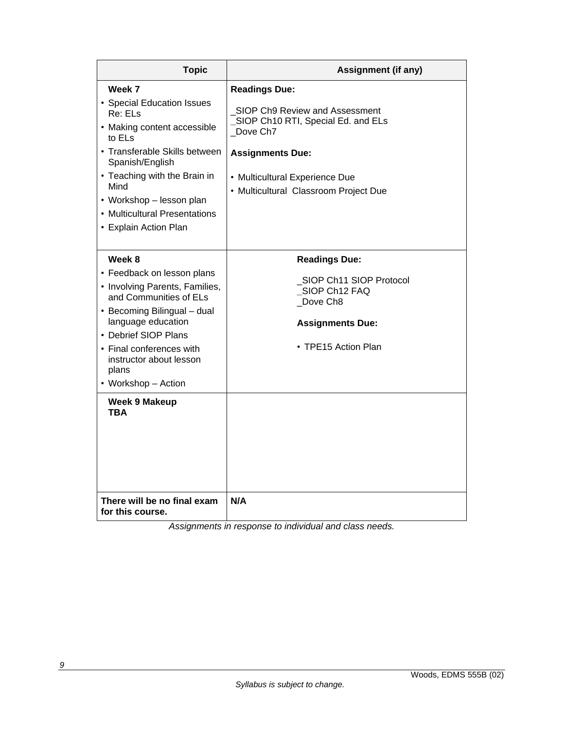| Topic | Assignment (if any) |
|---|---|
| **Week 7**<br>• Special Education Issues Re: ELs<br>• Making content accessible to ELs<br>• Transferable Skills between Spanish/English<br>• Teaching with the Brain in Mind<br>• Workshop – lesson plan<br>• Multicultural Presentations<br>• Explain Action Plan | **Readings Due:**<br>_SIOP Ch9 Review and Assessment<br>_SIOP Ch10 RTI, Special Ed. and ELs<br>_Dove Ch7<br>**Assignments Due:**<br>• Multicultural Experience Due<br>• Multicultural Classroom Project Due |
| **Week 8**<br>• Feedback on lesson plans<br>• Involving Parents, Families, and Communities of ELs<br>• Becoming Bilingual – dual language education<br>• Debrief SIOP Plans<br>• Final conferences with instructor about lesson plans<br>• Workshop – Action | **Readings Due:**<br>_SIOP Ch11 SIOP Protocol<br>_SIOP Ch12 FAQ<br>_Dove Ch8<br>**Assignments Due:**<br>• TPE15 Action Plan |
| **Week 9 Makeup**<br>**TBA** | |
| **There will be no final exam for this course.** | **N/A** |

*Assignments in response to individual and class needs.*

*Syllabus is subject to change.*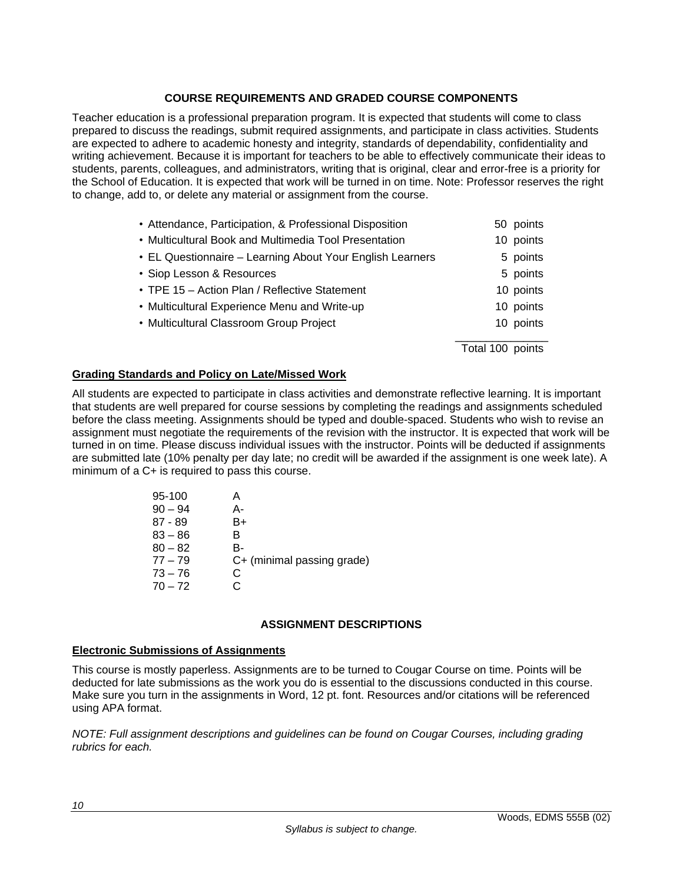## COURSE REQUIREMENTS AND GRADED COURSE COMPONENTS

Teacher education is a professional preparation program. It is expected that students will come to class prepared to discuss the readings, submit required assignments, and participate in class activities. Students are expected to adhere to academic honesty and integrity, standards of dependability, confidentiality and writing achievement. Because it is important for teachers to be able to effectively communicate their ideas to students, parents, colleagues, and administrators, writing that is original, clear and error-free is a priority for the School of Education. It is expected that work will be turned in on time. Note: Professor reserves the right to change, add to, or delete any material or assignment from the course.

| Component | Points |
|---|---|
| • Attendance, Participation, & Professional Disposition | 50 points |
| • Multicultural Book and Multimedia Tool Presentation | 10 points |
| • EL Questionnaire – Learning About Your English Learners | 5 points |
| • Siop Lesson & Resources | 5 points |
| • TPE 15 – Action Plan / Reflective Statement | 10 points |
| • Multicultural Experience Menu and Write-up | 10 points |
| • Multicultural Classroom Group Project | 10 points |
| | Total 100 points |

### Grading Standards and Policy on Late/Missed Work

All students are expected to participate in class activities and demonstrate reflective learning. It is important that students are well prepared for course sessions by completing the readings and assignments scheduled before the class meeting. Assignments should be typed and double-spaced. Students who wish to revise an assignment must negotiate the requirements of the revision with the instructor. It is expected that work will be turned in on time. Please discuss individual issues with the instructor. Points will be deducted if assignments are submitted late (10% penalty per day late; no credit will be awarded if the assignment is one week late). A minimum of a C+ is required to pass this course.

| | |
|---|---|
| 95-100 | A |
| 90 – 94 | A- |
| 87 - 89 | B+ |
| 83 – 86 | B |
| 80 – 82 | B- |
| 77 – 79 | C+ (minimal passing grade) |
| 73 – 76 | C |
| 70 – 72 | C |

## ASSIGNMENT DESCRIPTIONS

### Electronic Submissions of Assignments

This course is mostly paperless. Assignments are to be turned to Cougar Course on time. Points will be deducted for late submissions as the work you do is essential to the discussions conducted in this course. Make sure you turn in the assignments in Word, 12 pt. font. Resources and/or citations will be referenced using APA format.

*NOTE: Full assignment descriptions and guidelines can be found on Cougar Courses, including grading rubrics for each.*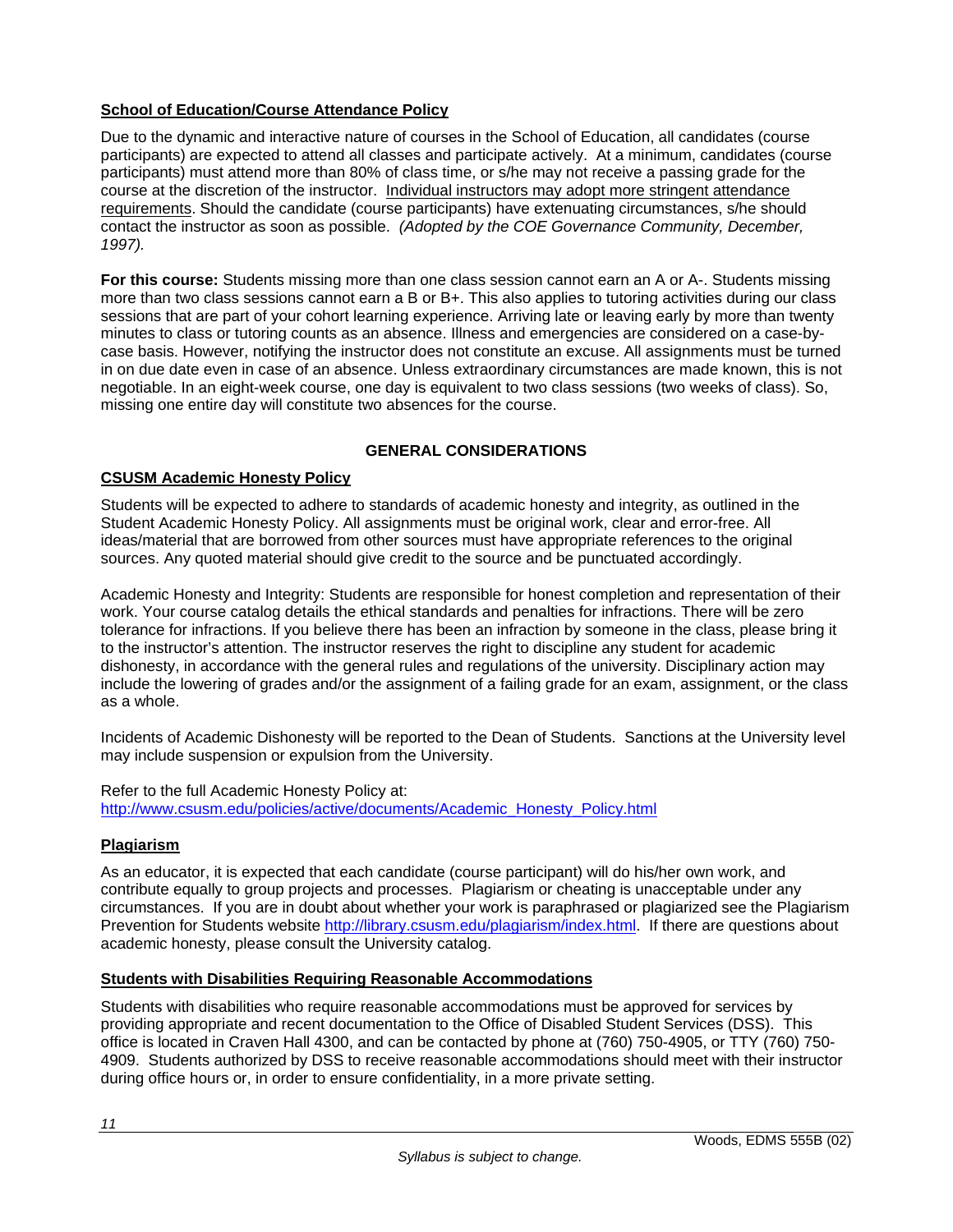**School of Education/Course Attendance Policy**

Due to the dynamic and interactive nature of courses in the School of Education, all candidates (course participants) are expected to attend all classes and participate actively. At a minimum, candidates (course participants) must attend more than 80% of class time, or s/he may not receive a passing grade for the course at the discretion of the instructor. Individual instructors may adopt more stringent attendance requirements. Should the candidate (course participants) have extenuating circumstances, s/he should contact the instructor as soon as possible. *(Adopted by the COE Governance Community, December, 1997).*

**For this course:** Students missing more than one class session cannot earn an A or A-. Students missing more than two class sessions cannot earn a B or B+. This also applies to tutoring activities during our class sessions that are part of your cohort learning experience. Arriving late or leaving early by more than twenty minutes to class or tutoring counts as an absence. Illness and emergencies are considered on a case-by-case basis. However, notifying the instructor does not constitute an excuse. All assignments must be turned in on due date even in case of an absence. Unless extraordinary circumstances are made known, this is not negotiable. In an eight-week course, one day is equivalent to two class sessions (two weeks of class). So, missing one entire day will constitute two absences for the course.

## GENERAL CONSIDERATIONS

**CSUSM Academic Honesty Policy**

Students will be expected to adhere to standards of academic honesty and integrity, as outlined in the Student Academic Honesty Policy. All assignments must be original work, clear and error-free. All ideas/material that are borrowed from other sources must have appropriate references to the original sources. Any quoted material should give credit to the source and be punctuated accordingly.

Academic Honesty and Integrity: Students are responsible for honest completion and representation of their work. Your course catalog details the ethical standards and penalties for infractions. There will be zero tolerance for infractions. If you believe there has been an infraction by someone in the class, please bring it to the instructor's attention. The instructor reserves the right to discipline any student for academic dishonesty, in accordance with the general rules and regulations of the university. Disciplinary action may include the lowering of grades and/or the assignment of a failing grade for an exam, assignment, or the class as a whole.

Incidents of Academic Dishonesty will be reported to the Dean of Students. Sanctions at the University level may include suspension or expulsion from the University.

Refer to the full Academic Honesty Policy at: http://www.csusm.edu/policies/active/documents/Academic_Honesty_Policy.html

**Plagiarism**

As an educator, it is expected that each candidate (course participant) will do his/her own work, and contribute equally to group projects and processes. Plagiarism or cheating is unacceptable under any circumstances. If you are in doubt about whether your work is paraphrased or plagiarized see the Plagiarism Prevention for Students website http://library.csusm.edu/plagiarism/index.html. If there are questions about academic honesty, please consult the University catalog.

**Students with Disabilities Requiring Reasonable Accommodations**

Students with disabilities who require reasonable accommodations must be approved for services by providing appropriate and recent documentation to the Office of Disabled Student Services (DSS). This office is located in Craven Hall 4300, and can be contacted by phone at (760) 750-4905, or TTY (760) 750-4909. Students authorized by DSS to receive reasonable accommodations should meet with their instructor during office hours or, in order to ensure confidentiality, in a more private setting.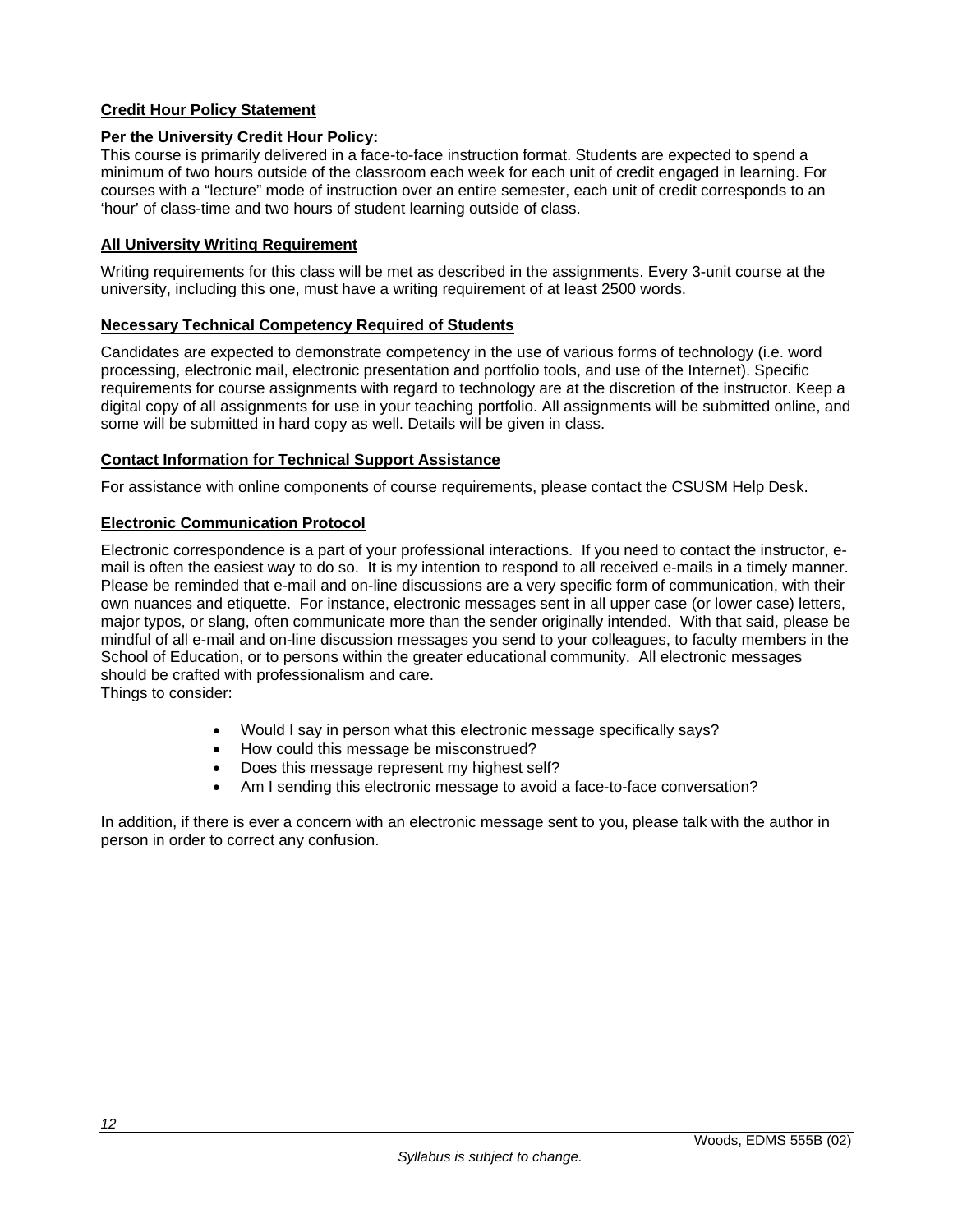## Credit Hour Policy Statement

**Per the University Credit Hour Policy:**

This course is primarily delivered in a face-to-face instruction format. Students are expected to spend a minimum of two hours outside of the classroom each week for each unit of credit engaged in learning. For courses with a "lecture" mode of instruction over an entire semester, each unit of credit corresponds to an 'hour' of class-time and two hours of student learning outside of class.

## All University Writing Requirement

Writing requirements for this class will be met as described in the assignments. Every 3-unit course at the university, including this one, must have a writing requirement of at least 2500 words.

## Necessary Technical Competency Required of Students

Candidates are expected to demonstrate competency in the use of various forms of technology (i.e. word processing, electronic mail, electronic presentation and portfolio tools, and use of the Internet). Specific requirements for course assignments with regard to technology are at the discretion of the instructor. Keep a digital copy of all assignments for use in your teaching portfolio. All assignments will be submitted online, and some will be submitted in hard copy as well. Details will be given in class.

## Contact Information for Technical Support Assistance

For assistance with online components of course requirements, please contact the CSUSM Help Desk.

## Electronic Communication Protocol

Electronic correspondence is a part of your professional interactions. If you need to contact the instructor, e-mail is often the easiest way to do so. It is my intention to respond to all received e-mails in a timely manner. Please be reminded that e-mail and on-line discussions are a very specific form of communication, with their own nuances and etiquette. For instance, electronic messages sent in all upper case (or lower case) letters, major typos, or slang, often communicate more than the sender originally intended. With that said, please be mindful of all e-mail and on-line discussion messages you send to your colleagues, to faculty members in the School of Education, or to persons within the greater educational community. All electronic messages should be crafted with professionalism and care.

Things to consider:

- Would I say in person what this electronic message specifically says?
- How could this message be misconstrued?
- Does this message represent my highest self?
- Am I sending this electronic message to avoid a face-to-face conversation?

In addition, if there is ever a concern with an electronic message sent to you, please talk with the author in person in order to correct any confusion.